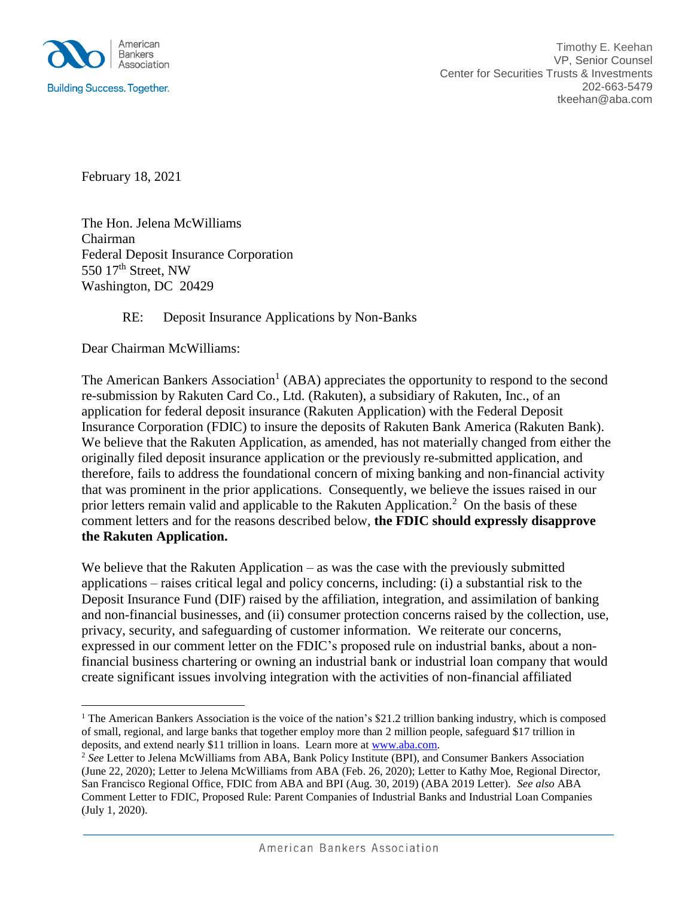American Bankers Association

Building Success. Together.

Timothy E. Keehan
VP, Senior Counsel
Center for Securities Trusts & Investments
202-663-5479
tkeehan@aba.com

February 18, 2021

The Hon. Jelena McWilliams
Chairman
Federal Deposit Insurance Corporation
550 17th Street, NW
Washington, DC 20429

RE: Deposit Insurance Applications by Non-Banks

Dear Chairman McWilliams:

The American Bankers Association[1] (ABA) appreciates the opportunity to respond to the second re-submission by Rakuten Card Co., Ltd. (Rakuten), a subsidiary of Rakuten, Inc., of an application for federal deposit insurance (Rakuten Application) with the Federal Deposit Insurance Corporation (FDIC) to insure the deposits of Rakuten Bank America (Rakuten Bank). We believe that the Rakuten Application, as amended, has not materially changed from either the originally filed deposit insurance application or the previously re-submitted application, and therefore, fails to address the foundational concern of mixing banking and non-financial activity that was prominent in the prior applications. Consequently, we believe the issues raised in our prior letters remain valid and applicable to the Rakuten Application.[2] On the basis of these comment letters and for the reasons described below, **the FDIC should expressly disapprove the Rakuten Application.**

We believe that the Rakuten Application – as was the case with the previously submitted applications – raises critical legal and policy concerns, including: (i) a substantial risk to the Deposit Insurance Fund (DIF) raised by the affiliation, integration, and assimilation of banking and non-financial businesses, and (ii) consumer protection concerns raised by the collection, use, privacy, security, and safeguarding of customer information. We reiterate our concerns, expressed in our comment letter on the FDIC's proposed rule on industrial banks, about a non-financial business chartering or owning an industrial bank or industrial loan company that would create significant issues involving integration with the activities of non-financial affiliated

---

[1] The American Bankers Association is the voice of the nation's $21.2 trillion banking industry, which is composed of small, regional, and large banks that together employ more than 2 million people, safeguard $17 trillion in deposits, and extend nearly $11 trillion in loans. Learn more at www.aba.com.

[2] *See* Letter to Jelena McWilliams from ABA, Bank Policy Institute (BPI), and Consumer Bankers Association (June 22, 2020); Letter to Jelena McWilliams from ABA (Feb. 26, 2020); Letter to Kathy Moe, Regional Director, San Francisco Regional Office, FDIC from ABA and BPI (Aug. 30, 2019) (ABA 2019 Letter). *See also* ABA Comment Letter to FDIC, Proposed Rule: Parent Companies of Industrial Banks and Industrial Loan Companies (July 1, 2020).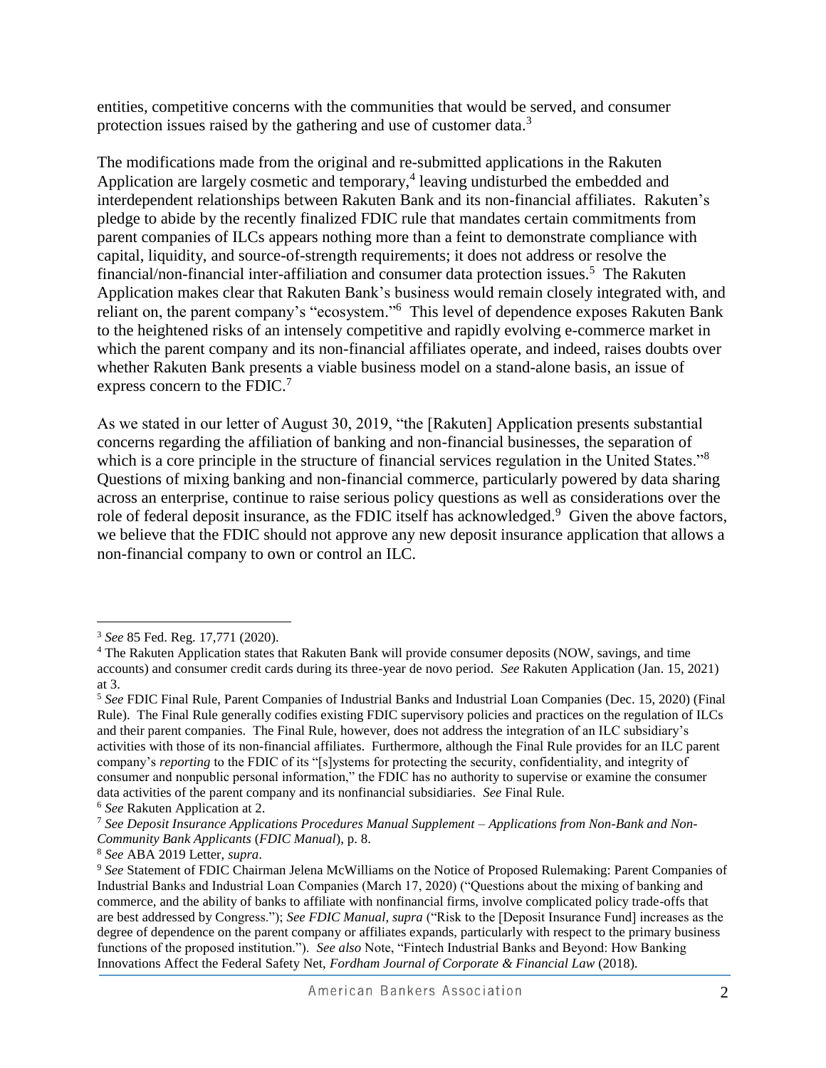entities, competitive concerns with the communities that would be served, and consumer protection issues raised by the gathering and use of customer data.[3]

The modifications made from the original and re-submitted applications in the Rakuten Application are largely cosmetic and temporary,[4] leaving undisturbed the embedded and interdependent relationships between Rakuten Bank and its non-financial affiliates. Rakuten's pledge to abide by the recently finalized FDIC rule that mandates certain commitments from parent companies of ILCs appears nothing more than a feint to demonstrate compliance with capital, liquidity, and source-of-strength requirements; it does not address or resolve the financial/non-financial inter-affiliation and consumer data protection issues.[5] The Rakuten Application makes clear that Rakuten Bank's business would remain closely integrated with, and reliant on, the parent company's "ecosystem."[6] This level of dependence exposes Rakuten Bank to the heightened risks of an intensely competitive and rapidly evolving e-commerce market in which the parent company and its non-financial affiliates operate, and indeed, raises doubts over whether Rakuten Bank presents a viable business model on a stand-alone basis, an issue of express concern to the FDIC.[7]

As we stated in our letter of August 30, 2019, "the [Rakuten] Application presents substantial concerns regarding the affiliation of banking and non-financial businesses, the separation of which is a core principle in the structure of financial services regulation in the United States."[8] Questions of mixing banking and non-financial commerce, particularly powered by data sharing across an enterprise, continue to raise serious policy questions as well as considerations over the role of federal deposit insurance, as the FDIC itself has acknowledged.[9] Given the above factors, we believe that the FDIC should not approve any new deposit insurance application that allows a non-financial company to own or control an ILC.

---

[3] *See* 85 Fed. Reg. 17,771 (2020).

[4] The Rakuten Application states that Rakuten Bank will provide consumer deposits (NOW, savings, and time accounts) and consumer credit cards during its three-year de novo period. *See* Rakuten Application (Jan. 15, 2021) at 3.

[5] *See* FDIC Final Rule, Parent Companies of Industrial Banks and Industrial Loan Companies (Dec. 15, 2020) (Final Rule). The Final Rule generally codifies existing FDIC supervisory policies and practices on the regulation of ILCs and their parent companies. The Final Rule, however, does not address the integration of an ILC subsidiary's activities with those of its non-financial affiliates. Furthermore, although the Final Rule provides for an ILC parent company's *reporting* to the FDIC of its "[s]ystems for protecting the security, confidentiality, and integrity of consumer and nonpublic personal information," the FDIC has no authority to supervise or examine the consumer data activities of the parent company and its nonfinancial subsidiaries. *See* Final Rule.

[6] *See* Rakuten Application at 2.

[7] *See Deposit Insurance Applications Procedures Manual Supplement – Applications from Non-Bank and Non-Community Bank Applicants* (*FDIC Manual*), p. 8.

[8] *See* ABA 2019 Letter, *supra*.

[9] *See* Statement of FDIC Chairman Jelena McWilliams on the Notice of Proposed Rulemaking: Parent Companies of Industrial Banks and Industrial Loan Companies (March 17, 2020) ("Questions about the mixing of banking and commerce, and the ability of banks to affiliate with nonfinancial firms, involve complicated policy trade-offs that are best addressed by Congress."); *See FDIC Manual, supra* ("Risk to the [Deposit Insurance Fund] increases as the degree of dependence on the parent company or affiliates expands, particularly with respect to the primary business functions of the proposed institution."). *See also* Note, "Fintech Industrial Banks and Beyond: How Banking Innovations Affect the Federal Safety Net, *Fordham Journal of Corporate & Financial Law* (2018).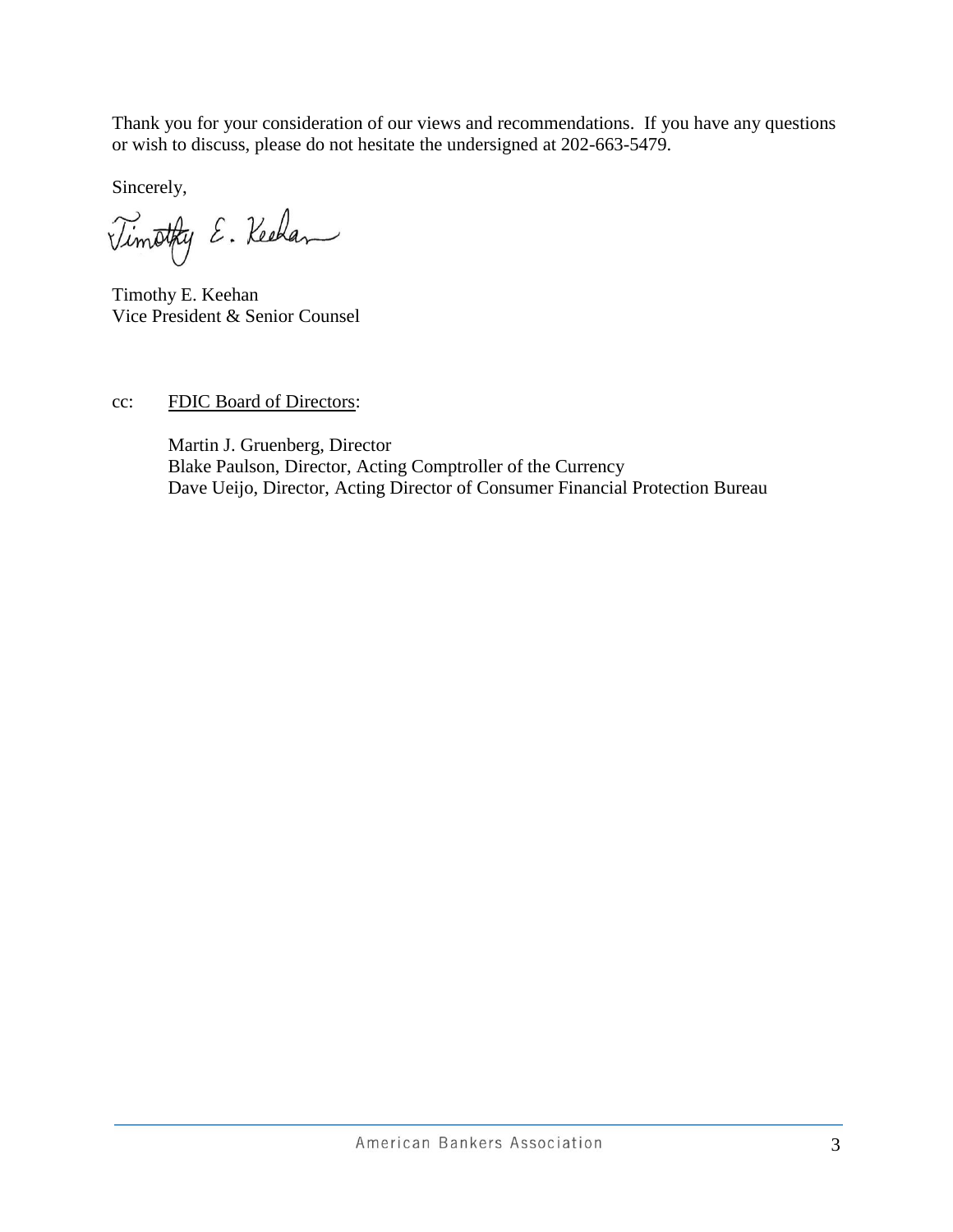Thank you for your consideration of our views and recommendations. If you have any questions or wish to discuss, please do not hesitate the undersigned at 202-663-5479.

Sincerely,

Timothy E. Keehan

Timothy E. Keehan  
Vice President & Senior Counsel

cc: FDIC Board of Directors:

Martin J. Gruenberg, Director  
Blake Paulson, Director, Acting Comptroller of the Currency  
Dave Ueijo, Director, Acting Director of Consumer Financial Protection Bureau